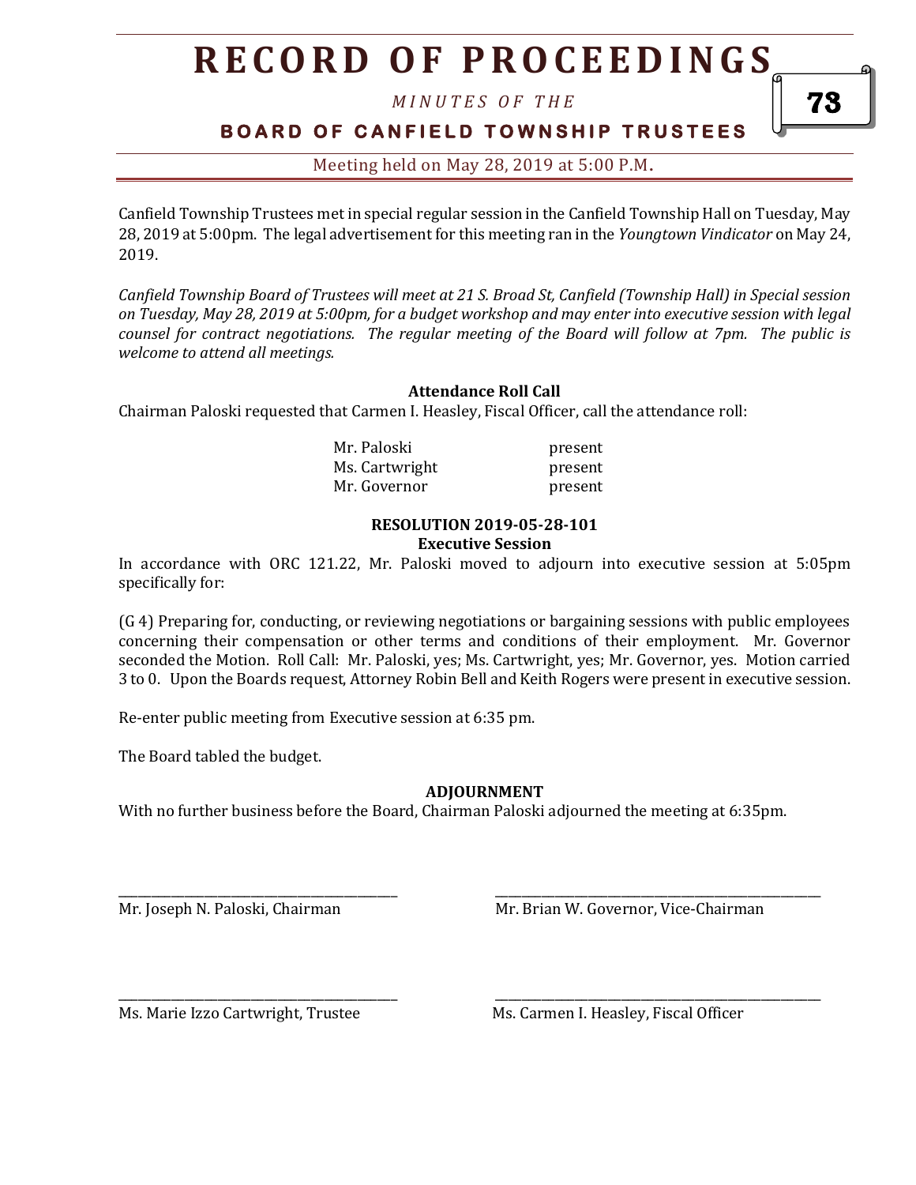# RECORD OF PROCEEDINGS

*MINUTES OF THE*

**BOARD OF CANFIELD TOWNSHIP TRUSTEES**

Meeting held on May 28, 2019 at 5:00 P.M.

Canfield Township Trustees met in special regular session in the Canfield Township Hall on Tuesday, May 28, 2019 at 5:00pm. The legal advertisement for this meeting ran in the *Youngtown Vindicator* on May 24, 2019.

*Canfield Township Board of Trustees will meet at 21 S. Broad St, Canfield (Township Hall) in Special session on Tuesday, May 28, 2019 at 5:00pm, for a budget workshop and may enter into executive session with legal counsel for contract negotiations. The regular meeting of the Board will follow at 7pm. The public is welcome to attend all meetings.*

**Attendance Roll Call**

Chairman Paloski requested that Carmen I. Heasley, Fiscal Officer, call the attendance roll:

| | |
|---|---|
| Mr. Paloski | present |
| Ms. Cartwright | present |
| Mr. Governor | present |

**RESOLUTION 2019-05-28-101**
**Executive Session**

In accordance with ORC 121.22, Mr. Paloski moved to adjourn into executive session at 5:05pm specifically for:

(G 4) Preparing for, conducting, or reviewing negotiations or bargaining sessions with public employees concerning their compensation or other terms and conditions of their employment. Mr. Governor seconded the Motion. Roll Call: Mr. Paloski, yes; Ms. Cartwright, yes; Mr. Governor, yes. Motion carried 3 to 0. Upon the Boards request, Attorney Robin Bell and Keith Rogers were present in executive session.

Re-enter public meeting from Executive session at 6:35 pm.

The Board tabled the budget.

**ADJOURNMENT**

With no further business before the Board, Chairman Paloski adjourned the meeting at 6:35pm.

\_\_\_\_\_\_\_\_\_\_\_\_\_\_\_\_\_\_\_\_\_\_\_\_\_\_\_\_\_\_\_\_\_\_\_\_\_\_\_\_
Mr. Joseph N. Paloski, Chairman

\_\_\_\_\_\_\_\_\_\_\_\_\_\_\_\_\_\_\_\_\_\_\_\_\_\_\_\_\_\_\_\_\_\_\_\_\_\_\_\_
Mr. Brian W. Governor, Vice-Chairman

\_\_\_\_\_\_\_\_\_\_\_\_\_\_\_\_\_\_\_\_\_\_\_\_\_\_\_\_\_\_\_\_\_\_\_\_\_\_\_\_
Ms. Marie Izzo Cartwright, Trustee

\_\_\_\_\_\_\_\_\_\_\_\_\_\_\_\_\_\_\_\_\_\_\_\_\_\_\_\_\_\_\_\_\_\_\_\_\_\_\_\_
Ms. Carmen I. Heasley, Fiscal Officer